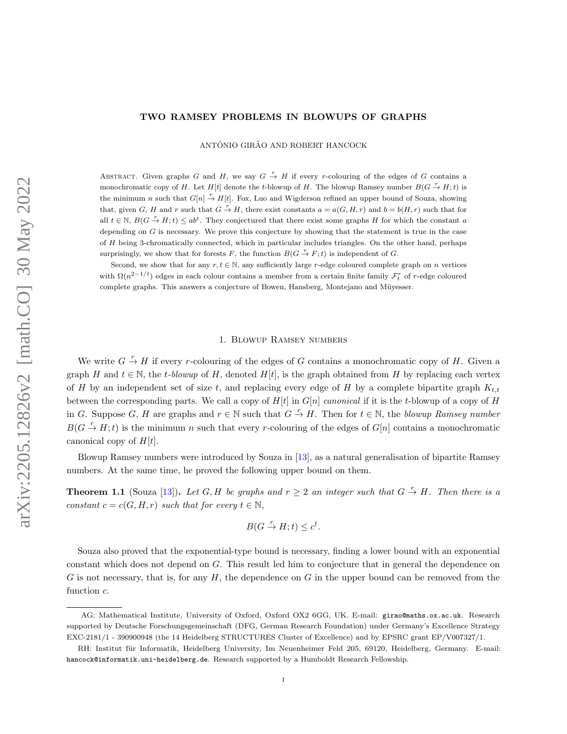# TWO RAMSEY PROBLEMS IN BLOWUPS OF GRAPHS

ANTÓNIO GIRÃO AND ROBERT HANCOCK

Abstract. Given graphs $G$ and $H$, we say $G \xrightarrow{r} H$ if every $r$-colouring of the edges of $G$ contains a monochromatic copy of $H$. Let $H[t]$ denote the $t$-blowup of $H$. The blowup Ramsey number $B(G \xrightarrow{r} H; t)$ is the minimum $n$ such that $G[n] \xrightarrow{r} H[t]$. Fox, Luo and Wigderson refined an upper bound of Souza, showing that, given $G$, $H$ and $r$ such that $G \xrightarrow{r} H$, there exist constants $a = a(G, H, r)$ and $b = b(H, r)$ such that for all $t \in \mathbb{N}$, $B(G \xrightarrow{r} H; t) \le ab^t$. They conjectured that there exist some graphs $H$ for which the constant $a$ depending on $G$ is necessary. We prove this conjecture by showing that the statement is true in the case of $H$ being 3-chromatically connected, which in particular includes triangles. On the other hand, perhaps surprisingly, we show that for forests $F$, the function $B(G \xrightarrow{r} F; t)$ is independent of $G$.

Second, we show that for any $r, t \in \mathbb{N}$, any sufficiently large $r$-edge coloured complete graph on $n$ vertices with $\Omega(n^{2-1/t})$ edges in each colour contains a member from a certain finite family $\mathcal{F}^r_t$ of $r$-edge coloured complete graphs. This answers a conjecture of Bowen, Hansberg, Montejano and Müyesser.

## 1. Blowup Ramsey numbers

We write $G \xrightarrow{r} H$ if every $r$-colouring of the edges of $G$ contains a monochromatic copy of $H$. Given a graph $H$ and $t \in \mathbb{N}$, the *$t$-blowup* of $H$, denoted $H[t]$, is the graph obtained from $H$ by replacing each vertex of $H$ by an independent set of size $t$, and replacing every edge of $H$ by a complete bipartite graph $K_{t,t}$ between the corresponding parts. We call a copy of $H[t]$ in $G[n]$ *canonical* if it is the $t$-blowup of a copy of $H$ in $G$. Suppose $G$, $H$ are graphs and $r \in \mathbb{N}$ such that $G \xrightarrow{r} H$. Then for $t \in \mathbb{N}$, the *blowup Ramsey number* $B(G \xrightarrow{r} H; t)$ is the minimum $n$ such that every $r$-colouring of the edges of $G[n]$ contains a monochromatic canonical copy of $H[t]$.

Blowup Ramsey numbers were introduced by Souza in [13], as a natural generalisation of bipartite Ramsey numbers. At the same time, he proved the following upper bound on them.

**Theorem 1.1** (Souza [13])**.** *Let $G, H$ be graphs and $r \ge 2$ an integer such that $G \xrightarrow{r} H$. Then there is a constant $c = c(G, H, r)$ such that for every $t \in \mathbb{N}$,*

$$B(G \xrightarrow{r} H; t) \le c^t.$$

Souza also proved that the exponential-type bound is necessary, finding a lower bound with an exponential constant which does not depend on $G$. This result led him to conjecture that in general the dependence on $G$ is not necessary, that is, for any $H$, the dependence on $G$ in the upper bound can be removed from the function $c$.

AG: Mathematical Institute, University of Oxford, Oxford OX2 6GG, UK. E-mail: girao@maths.ox.ac.uk. Research supported by Deutsche Forschungsgemeinschaft (DFG, German Research Foundation) under Germany's Excellence Strategy EXC-2181/1 - 390900948 (the 14 Heidelberg STRUCTURES Cluster of Excellence) and by EPSRC grant EP/V007327/1.

RH: Institut für Informatik, Heidelberg University, Im Neuenheimer Feld 205, 69120, Heidelberg, Germany. E-mail: hancock@informatik.uni-heidelberg.de. Research supported by a Humboldt Research Fellowship.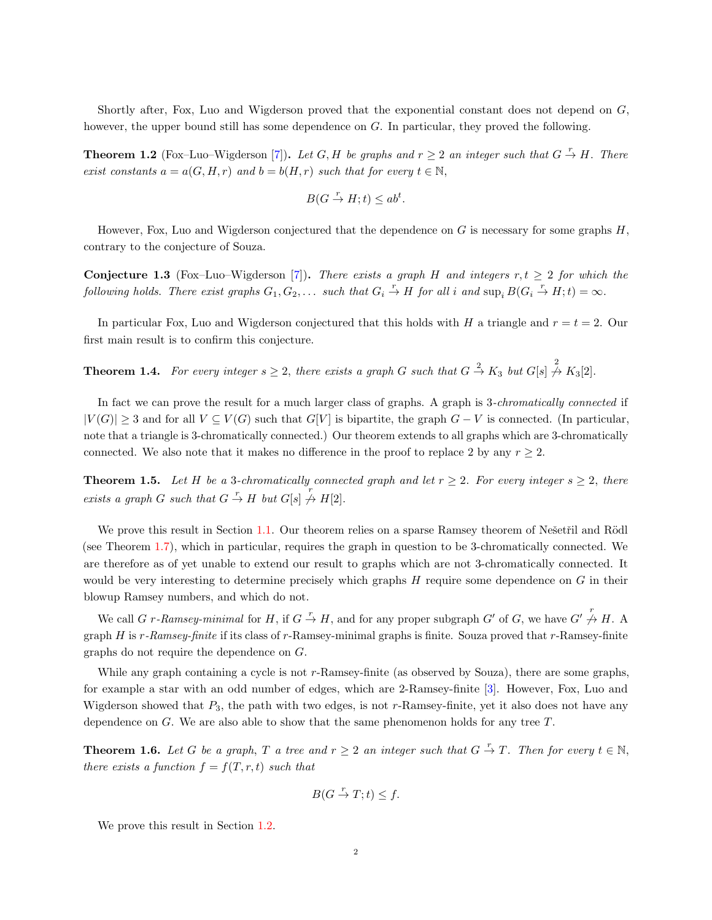Shortly after, Fox, Luo and Wigderson proved that the exponential constant does not depend on $G$, however, the upper bound still has some dependence on $G$. In particular, they proved the following.

**Theorem 1.2** (Fox–Luo–Wigderson [7])**.** *Let $G, H$ be graphs and $r \geq 2$ an integer such that $G \xrightarrow{r} H$. There exist constants $a = a(G, H, r)$ and $b = b(H, r)$ such that for every $t \in \mathbb{N}$,*

$$B(G \xrightarrow{r} H; t) \leq ab^t.$$

However, Fox, Luo and Wigderson conjectured that the dependence on $G$ is necessary for some graphs $H$, contrary to the conjecture of Souza.

**Conjecture 1.3** (Fox–Luo–Wigderson [7])**.** *There exists a graph $H$ and integers $r, t \geq 2$ for which the following holds. There exist graphs $G_1, G_2, \dots$ such that $G_i \xrightarrow{r} H$ for all $i$ and $\sup_i B(G_i \xrightarrow{r} H; t) = \infty$.*

In particular Fox, Luo and Wigderson conjectured that this holds with $H$ a triangle and $r = t = 2$. Our first main result is to confirm this conjecture.

**Theorem 1.4.** *For every integer $s \geq 2$, there exists a graph $G$ such that $G \xrightarrow{2} K_3$ but $G[s] \overset{2}{\not\to} K_3[2]$.*

In fact we can prove the result for a much larger class of graphs. A graph is 3-*chromatically connected* if $|V(G)| \geq 3$ and for all $V \subseteq V(G)$ such that $G[V]$ is bipartite, the graph $G - V$ is connected. (In particular, note that a triangle is 3-chromatically connected.) Our theorem extends to all graphs which are 3-chromatically connected. We also note that it makes no difference in the proof to replace 2 by any $r \geq 2$.

**Theorem 1.5.** *Let $H$ be a 3-chromatically connected graph and let $r \geq 2$. For every integer $s \geq 2$, there exists a graph $G$ such that $G \xrightarrow{r} H$ but $G[s] \overset{r}{\not\to} H[2]$.*

We prove this result in Section 1.1. Our theorem relies on a sparse Ramsey theorem of Nešetřil and Rödl (see Theorem 1.7), which in particular, requires the graph in question to be 3-chromatically connected. We are therefore as of yet unable to extend our result to graphs which are not 3-chromatically connected. It would be very interesting to determine precisely which graphs $H$ require some dependence on $G$ in their blowup Ramsey numbers, and which do not.

We call $G$ *$r$-Ramsey-minimal* for $H$, if $G \xrightarrow{r} H$, and for any proper subgraph $G'$ of $G$, we have $G' \overset{r}{\not\to} H$. A graph $H$ is *$r$-Ramsey-finite* if its class of $r$-Ramsey-minimal graphs is finite. Souza proved that $r$-Ramsey-finite graphs do not require the dependence on $G$.

While any graph containing a cycle is not $r$-Ramsey-finite (as observed by Souza), there are some graphs, for example a star with an odd number of edges, which are 2-Ramsey-finite [3]. However, Fox, Luo and Wigderson showed that $P_3$, the path with two edges, is not $r$-Ramsey-finite, yet it also does not have any dependence on $G$. We are also able to show that the same phenomenon holds for any tree $T$.

**Theorem 1.6.** *Let $G$ be a graph, $T$ a tree and $r \geq 2$ an integer such that $G \xrightarrow{r} T$. Then for every $t \in \mathbb{N}$, there exists a function $f = f(T, r, t)$ such that*

$$B(G \xrightarrow{r} T; t) \leq f.$$

We prove this result in Section 1.2.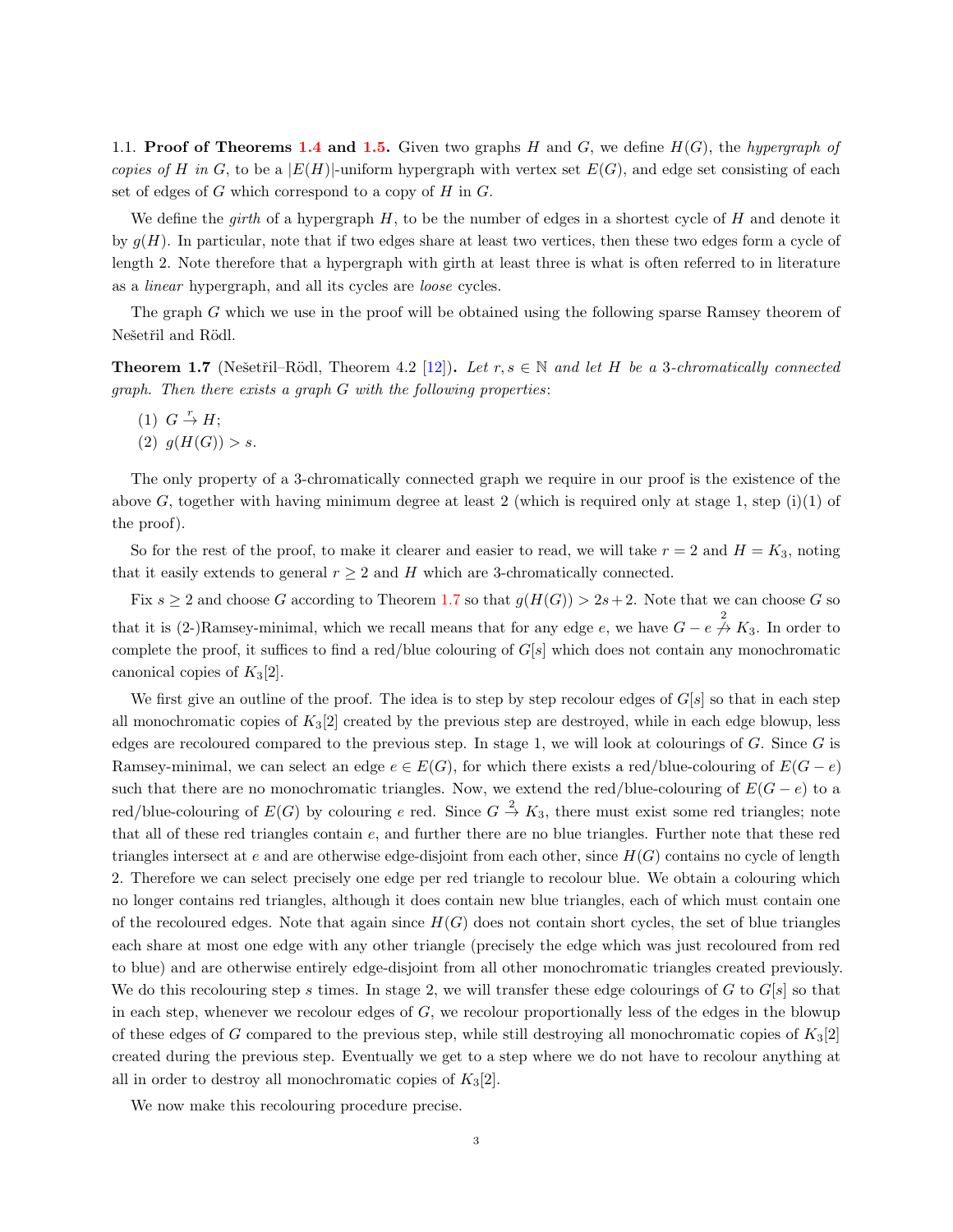1.1. **Proof of Theorems 1.4 and 1.5.** Given two graphs $H$ and $G$, we define $H(G)$, the *hypergraph of copies of $H$ in $G$*, to be a $|E(H)|$-uniform hypergraph with vertex set $E(G)$, and edge set consisting of each set of edges of $G$ which correspond to a copy of $H$ in $G$.

We define the *girth* of a hypergraph $H$, to be the number of edges in a shortest cycle of $H$ and denote it by $g(H)$. In particular, note that if two edges share at least two vertices, then these two edges form a cycle of length 2. Note therefore that a hypergraph with girth at least three is what is often referred to in literature as a *linear* hypergraph, and all its cycles are *loose* cycles.

The graph $G$ which we use in the proof will be obtained using the following sparse Ramsey theorem of Nešetřil and Rödl.

**Theorem 1.7** (Nešetřil–Rödl, Theorem 4.2 [12]). *Let $r, s \in \mathbb{N}$ and let $H$ be a 3-chromatically connected graph. Then there exists a graph $G$ with the following properties:*

(1) $G \xrightarrow{r} H$;
(2) $g(H(G)) > s$.

The only property of a 3-chromatically connected graph we require in our proof is the existence of the above $G$, together with having minimum degree at least 2 (which is required only at stage 1, step (i)(1) of the proof).

So for the rest of the proof, to make it clearer and easier to read, we will take $r = 2$ and $H = K_3$, noting that it easily extends to general $r \geq 2$ and $H$ which are 3-chromatically connected.

Fix $s \geq 2$ and choose $G$ according to Theorem 1.7 so that $g(H(G)) > 2s + 2$. Note that we can choose $G$ so that it is (2-)Ramsey-minimal, which we recall means that for any edge $e$, we have $G - e \overset{2}{\not\rightarrow} K_3$. In order to complete the proof, it suffices to find a red/blue colouring of $G[s]$ which does not contain any monochromatic canonical copies of $K_3[2]$.

We first give an outline of the proof. The idea is to step by step recolour edges of $G[s]$ so that in each step all monochromatic copies of $K_3[2]$ created by the previous step are destroyed, while in each edge blowup, less edges are recoloured compared to the previous step. In stage 1, we will look at colourings of $G$. Since $G$ is Ramsey-minimal, we can select an edge $e \in E(G)$, for which there exists a red/blue-colouring of $E(G - e)$ such that there are no monochromatic triangles. Now, we extend the red/blue-colouring of $E(G - e)$ to a red/blue-colouring of $E(G)$ by colouring $e$ red. Since $G \xrightarrow{2} K_3$, there must exist some red triangles; note that all of these red triangles contain $e$, and further there are no blue triangles. Further note that these red triangles intersect at $e$ and are otherwise edge-disjoint from each other, since $H(G)$ contains no cycle of length 2. Therefore we can select precisely one edge per red triangle to recolour blue. We obtain a colouring which no longer contains red triangles, although it does contain new blue triangles, each of which must contain one of the recoloured edges. Note that again since $H(G)$ does not contain short cycles, the set of blue triangles each share at most one edge with any other triangle (precisely the edge which was just recoloured from red to blue) and are otherwise entirely edge-disjoint from all other monochromatic triangles created previously. We do this recolouring step $s$ times. In stage 2, we will transfer these edge colourings of $G$ to $G[s]$ so that in each step, whenever we recolour edges of $G$, we recolour proportionally less of the edges in the blowup of these edges of $G$ compared to the previous step, while still destroying all monochromatic copies of $K_3[2]$ created during the previous step. Eventually we get to a step where we do not have to recolour anything at all in order to destroy all monochromatic copies of $K_3[2]$.

We now make this recolouring procedure precise.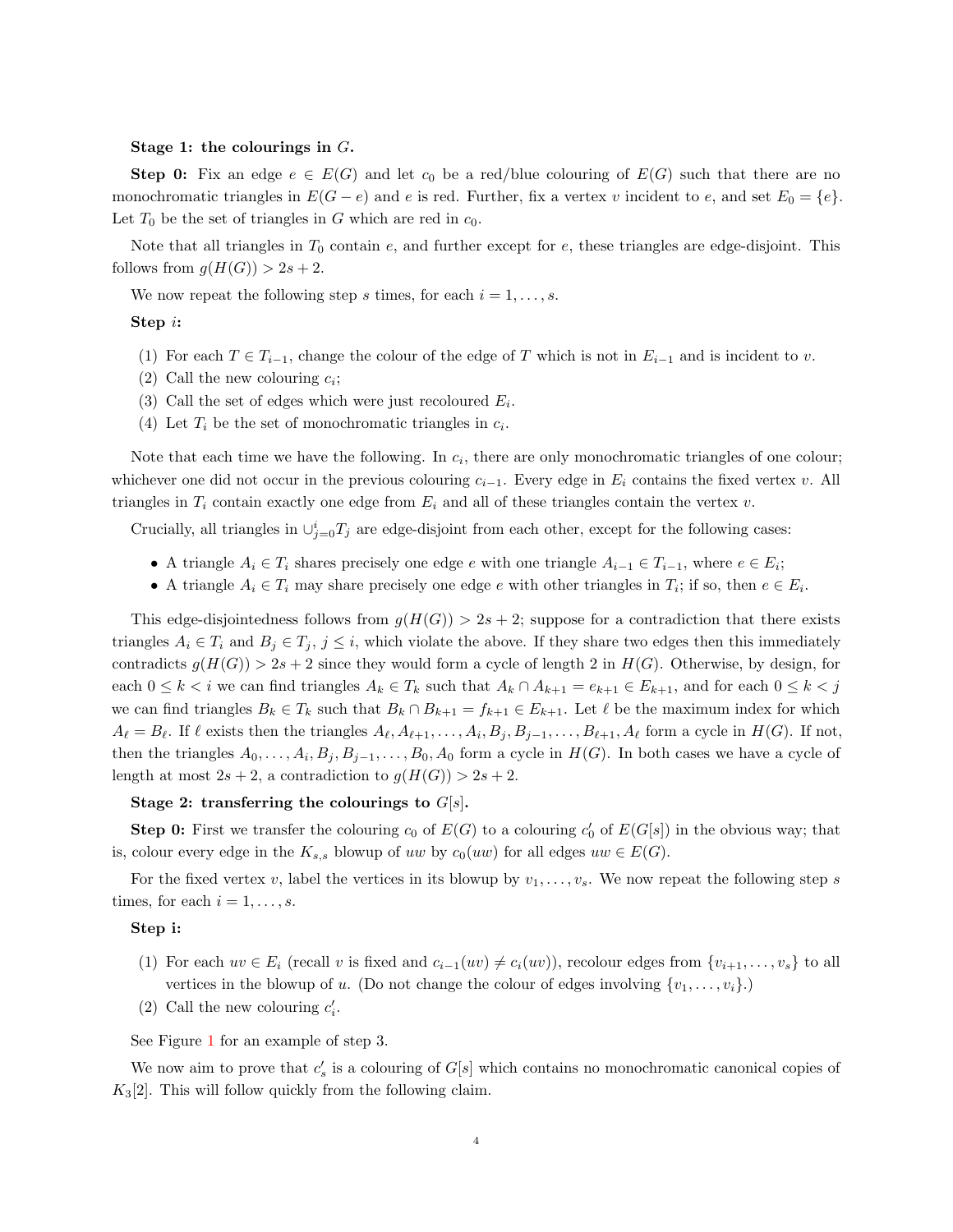**Stage 1: the colourings in $G$.**

**Step 0:** Fix an edge $e \in E(G)$ and let $c_0$ be a red/blue colouring of $E(G)$ such that there are no monochromatic triangles in $E(G - e)$ and $e$ is red. Further, fix a vertex $v$ incident to $e$, and set $E_0 = \{e\}$. Let $T_0$ be the set of triangles in $G$ which are red in $c_0$.

Note that all triangles in $T_0$ contain $e$, and further except for $e$, these triangles are edge-disjoint. This follows from $g(H(G)) > 2s + 2$.

We now repeat the following step $s$ times, for each $i = 1, \dots, s$.

**Step $i$:**

(1) For each $T \in T_{i-1}$, change the colour of the edge of $T$ which is not in $E_{i-1}$ and is incident to $v$.
(2) Call the new colouring $c_i$;
(3) Call the set of edges which were just recoloured $E_i$.
(4) Let $T_i$ be the set of monochromatic triangles in $c_i$.

Note that each time we have the following. In $c_i$, there are only monochromatic triangles of one colour; whichever one did not occur in the previous colouring $c_{i-1}$. Every edge in $E_i$ contains the fixed vertex $v$. All triangles in $T_i$ contain exactly one edge from $E_i$ and all of these triangles contain the vertex $v$.

Crucially, all triangles in $\cup_{j=0}^{i} T_j$ are edge-disjoint from each other, except for the following cases:

- A triangle $A_i \in T_i$ shares precisely one edge $e$ with one triangle $A_{i-1} \in T_{i-1}$, where $e \in E_i$;
- A triangle $A_i \in T_i$ may share precisely one edge $e$ with other triangles in $T_i$; if so, then $e \in E_i$.

This edge-disjointedness follows from $g(H(G)) > 2s + 2$; suppose for a contradiction that there exists triangles $A_i \in T_i$ and $B_j \in T_j$, $j \leq i$, which violate the above. If they share two edges then this immediately contradicts $g(H(G)) > 2s + 2$ since they would form a cycle of length 2 in $H(G)$. Otherwise, by design, for each $0 \leq k < i$ we can find triangles $A_k \in T_k$ such that $A_k \cap A_{k+1} = e_{k+1} \in E_{k+1}$, and for each $0 \leq k < j$ we can find triangles $B_k \in T_k$ such that $B_k \cap B_{k+1} = f_{k+1} \in E_{k+1}$. Let $\ell$ be the maximum index for which $A_\ell = B_\ell$. If $\ell$ exists then the triangles $A_\ell, A_{\ell+1}, \dots, A_i, B_j, B_{j-1}, \dots, B_{\ell+1}, A_\ell$ form a cycle in $H(G)$. If not, then the triangles $A_0, \dots, A_i, B_j, B_{j-1}, \dots, B_0, A_0$ form a cycle in $H(G)$. In both cases we have a cycle of length at most $2s + 2$, a contradiction to $g(H(G)) > 2s + 2$.

**Stage 2: transferring the colourings to $G[s]$.**

**Step 0:** First we transfer the colouring $c_0$ of $E(G)$ to a colouring $c'_0$ of $E(G[s])$ in the obvious way; that is, colour every edge in the $K_{s,s}$ blowup of $uw$ by $c_0(uw)$ for all edges $uw \in E(G)$.

For the fixed vertex $v$, label the vertices in its blowup by $v_1, \dots, v_s$. We now repeat the following step $s$ times, for each $i = 1, \dots, s$.

**Step i:**

(1) For each $uv \in E_i$ (recall $v$ is fixed and $c_{i-1}(uv) \neq c_i(uv)$), recolour edges from $\{v_{i+1}, \dots, v_s\}$ to all vertices in the blowup of $u$. (Do not change the colour of edges involving $\{v_1, \dots, v_i\}$.)
(2) Call the new colouring $c'_i$.

See Figure 1 for an example of step 3.

We now aim to prove that $c'_s$ is a colouring of $G[s]$ which contains no monochromatic canonical copies of $K_3[2]$. This will follow quickly from the following claim.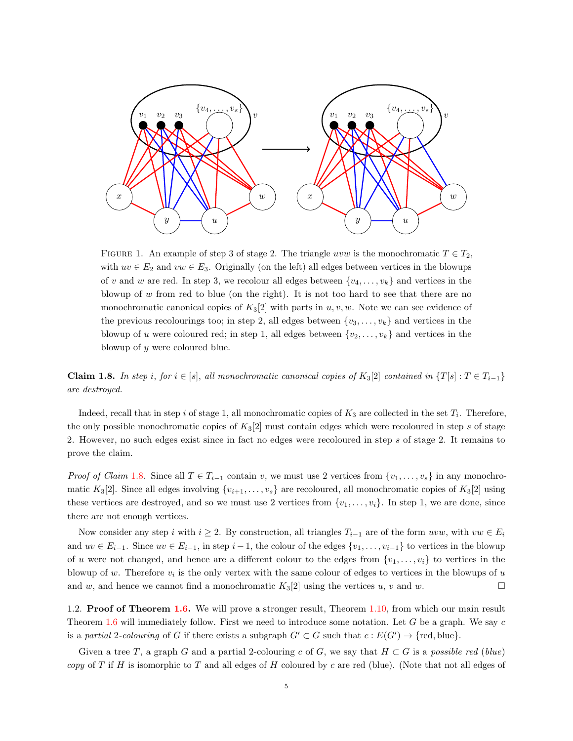FIGURE 1. An example of step 3 of stage 2. The triangle $uvw$ is the monochromatic $T \in T_2$, with $uv \in E_2$ and $vw \in E_3$. Originally (on the left) all edges between vertices in the blowups of $v$ and $w$ are red. In step 3, we recolour all edges between $\{v_4, \dots, v_k\}$ and vertices in the blowup of $w$ from red to blue (on the right). It is not too hard to see that there are no monochromatic canonical copies of $K_3[2]$ with parts in $u, v, w$. Note we can see evidence of the previous recolourings too; in step 2, all edges between $\{v_3, \dots, v_k\}$ and vertices in the blowup of $u$ were coloured red; in step 1, all edges between $\{v_2, \dots, v_k\}$ and vertices in the blowup of $y$ were coloured blue.

**Claim 1.8.** *In step $i$, for $i \in [s]$, all monochromatic canonical copies of $K_3[2]$ contained in $\{T[s] : T \in T_{i-1}\}$ are destroyed.*

Indeed, recall that in step $i$ of stage 1, all monochromatic copies of $K_3$ are collected in the set $T_i$. Therefore, the only possible monochromatic copies of $K_3[2]$ must contain edges which were recoloured in step $s$ of stage 2. However, no such edges exist since in fact no edges were recoloured in step $s$ of stage 2. It remains to prove the claim.

*Proof of Claim 1.8.* Since all $T \in T_{i-1}$ contain $v$, we must use 2 vertices from $\{v_1, \dots, v_s\}$ in any monochromatic $K_3[2]$. Since all edges involving $\{v_{i+1}, \dots, v_s\}$ are recoloured, all monochromatic copies of $K_3[2]$ using these vertices are destroyed, and so we must use 2 vertices from $\{v_1, \dots, v_i\}$. In step 1, we are done, since there are not enough vertices.

Now consider any step $i$ with $i \geq 2$. By construction, all triangles $T_{i-1}$ are of the form $uvw$, with $vw \in E_i$ and $uv \in E_{i-1}$. Since $uv \in E_{i-1}$, in step $i-1$, the colour of the edges $\{v_1, \dots, v_{i-1}\}$ to vertices in the blowup of $u$ were not changed, and hence are a different colour to the edges from $\{v_1, \dots, v_i\}$ to vertices in the blowup of $w$. Therefore $v_i$ is the only vertex with the same colour of edges to vertices in the blowups of $u$ and $w$, and hence we cannot find a monochromatic $K_3[2]$ using the vertices $u$, $v$ and $w$. □

1.2. **Proof of Theorem 1.6.** We will prove a stronger result, Theorem 1.10, from which our main result Theorem 1.6 will immediately follow. First we need to introduce some notation. Let $G$ be a graph. We say $c$ is a *partial 2-colouring* of $G$ if there exists a subgraph $G' \subset G$ such that $c : E(G') \to \{\text{red}, \text{blue}\}$.

Given a tree $T$, a graph $G$ and a partial 2-colouring $c$ of $G$, we say that $H \subset G$ is a *possible red* (*blue*) *copy* of $T$ if $H$ is isomorphic to $T$ and all edges of $H$ coloured by $c$ are red (blue). (Note that not all edges of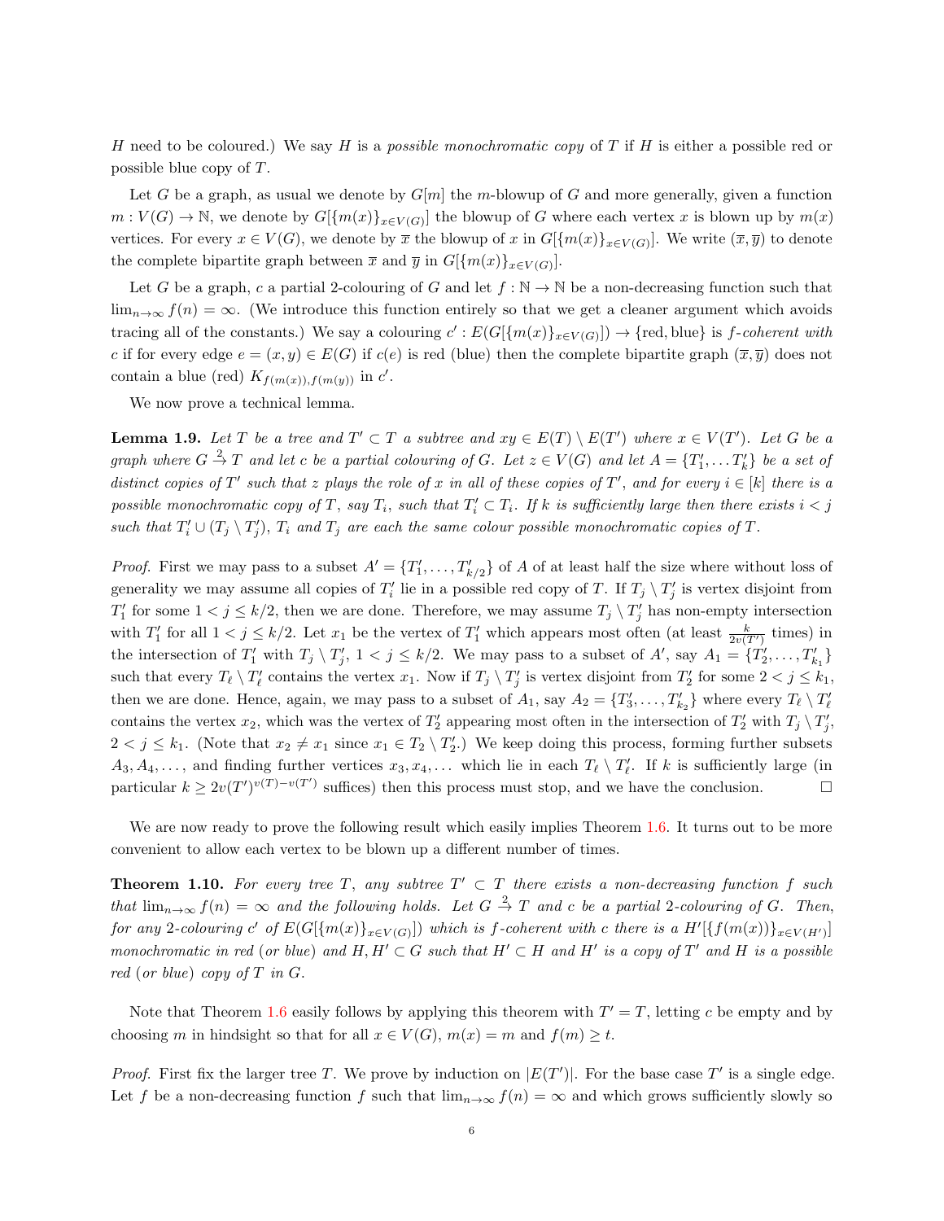$H$ need to be coloured.) We say $H$ is a *possible monochromatic copy* of $T$ if $H$ is either a possible red or possible blue copy of $T$.

Let $G$ be a graph, as usual we denote by $G[m]$ the $m$-blowup of $G$ and more generally, given a function $m : V(G) \to \mathbb{N}$, we denote by $G[\{m(x)\}_{x\in V(G)}]$ the blowup of $G$ where each vertex $x$ is blown up by $m(x)$ vertices. For every $x \in V(G)$, we denote by $\overline{x}$ the blowup of $x$ in $G[\{m(x)\}_{x\in V(G)}]$. We write $(\overline{x}, \overline{y})$ to denote the complete bipartite graph between $\overline{x}$ and $\overline{y}$ in $G[\{m(x)\}_{x\in V(G)}]$.

Let $G$ be a graph, $c$ a partial 2-colouring of $G$ and let $f : \mathbb{N} \to \mathbb{N}$ be a non-decreasing function such that $\lim_{n\to\infty} f(n) = \infty$. (We introduce this function entirely so that we get a cleaner argument which avoids tracing all of the constants.) We say a colouring $c' : E(G[\{m(x)\}_{x\in V(G)}]) \to \{\text{red}, \text{blue}\}$ is *$f$-coherent with* $c$ if for every edge $e = (x, y) \in E(G)$ if $c(e)$ is red (blue) then the complete bipartite graph $(\overline{x}, \overline{y})$ does not contain a blue (red) $K_{f(m(x)),f(m(y))}$ in $c'$.

We now prove a technical lemma.

**Lemma 1.9.** *Let $T$ be a tree and $T' \subset T$ a subtree and $xy \in E(T) \setminus E(T')$ where $x \in V(T')$. Let $G$ be a graph where $G \overset{2}{\to} T$ and let $c$ be a partial colouring of $G$. Let $z \in V(G)$ and let $A = \{T'_1, \dots T'_k\}$ be a set of distinct copies of $T'$ such that $z$ plays the role of $x$ in all of these copies of $T'$, and for every $i \in [k]$ there is a possible monochromatic copy of $T$, say $T_i$, such that $T'_i \subset T_i$. If $k$ is sufficiently large then there exists $i < j$ such that $T'_i \cup (T_j \setminus T'_j)$, $T_i$ and $T_j$ are each the same colour possible monochromatic copies of $T$.*

*Proof.* First we may pass to a subset $A' = \{T'_1, \dots, T'_{k/2}\}$ of $A$ of at least half the size where without loss of generality we may assume all copies of $T'_i$ lie in a possible red copy of $T$. If $T_j \setminus T'_j$ is vertex disjoint from $T'_1$ for some $1 < j \le k/2$, then we are done. Therefore, we may assume $T_j \setminus T'_j$ has non-empty intersection with $T'_1$ for all $1 < j \le k/2$. Let $x_1$ be the vertex of $T'_1$ which appears most often (at least $\frac{k}{2v(T')}$ times) in the intersection of $T'_1$ with $T_j \setminus T'_j$, $1 < j \le k/2$. We may pass to a subset of $A'$, say $A_1 = \{T'_2, \dots, T'_{k_1}\}$ such that every $T_\ell \setminus T'_\ell$ contains the vertex $x_1$. Now if $T_j \setminus T'_j$ is vertex disjoint from $T'_2$ for some $2 < j \le k_1$, then we are done. Hence, again, we may pass to a subset of $A_1$, say $A_2 = \{T'_3, \dots, T'_{k_2}\}$ where every $T_\ell \setminus T'_\ell$ contains the vertex $x_2$, which was the vertex of $T'_2$ appearing most often in the intersection of $T'_2$ with $T_j \setminus T'_j$, $2 < j \le k_1$. (Note that $x_2 \neq x_1$ since $x_1 \in T_2 \setminus T'_2$.) We keep doing this process, forming further subsets $A_3, A_4, \dots$, and finding further vertices $x_3, x_4, \dots$ which lie in each $T_\ell \setminus T'_\ell$. If $k$ is sufficiently large (in particular $k \ge 2v(T')^{v(T)-v(T')}$ suffices) then this process must stop, and we have the conclusion. $\square$

We are now ready to prove the following result which easily implies Theorem 1.6. It turns out to be more convenient to allow each vertex to be blown up a different number of times.

**Theorem 1.10.** *For every tree $T$, any subtree $T' \subset T$ there exists a non-decreasing function $f$ such that $\lim_{n\to\infty} f(n) = \infty$ and the following holds. Let $G \overset{2}{\to} T$ and $c$ be a partial 2-colouring of $G$. Then, for any 2-colouring $c'$ of $E(G[\{m(x)\}_{x\in V(G)}])$ which is $f$-coherent with $c$ there is a $H'[\{f(m(x))\}_{x\in V(H')}]$ monochromatic in red (or blue) and $H, H' \subset G$ such that $H' \subset H$ and $H'$ is a copy of $T'$ and $H$ is a possible red (or blue) copy of $T$ in $G$.*

Note that Theorem 1.6 easily follows by applying this theorem with $T' = T$, letting $c$ be empty and by choosing $m$ in hindsight so that for all $x \in V(G)$, $m(x) = m$ and $f(m) \ge t$.

*Proof.* First fix the larger tree $T$. We prove by induction on $|E(T')|$. For the base case $T'$ is a single edge. Let $f$ be a non-decreasing function $f$ such that $\lim_{n\to\infty} f(n) = \infty$ and which grows sufficiently slowly so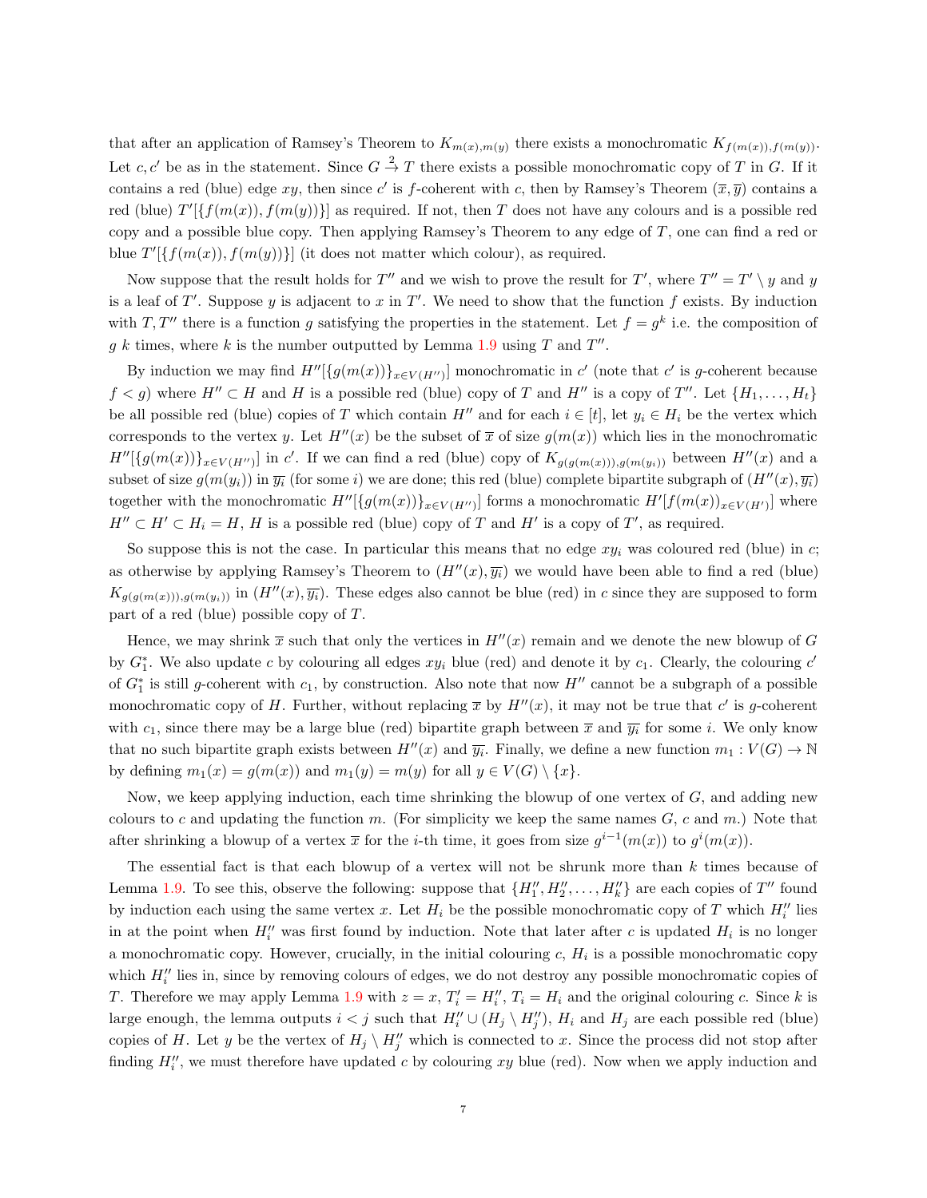that after an application of Ramsey's Theorem to $K_{m(x),m(y)}$ there exists a monochromatic $K_{f(m(x)),f(m(y))}$. Let $c, c'$ be as in the statement. Since $G \xrightarrow{2} T$ there exists a possible monochromatic copy of $T$ in $G$. If it contains a red (blue) edge $xy$, then since $c'$ is $f$-coherent with $c$, then by Ramsey's Theorem $(\overline{x}, \overline{y})$ contains a red (blue) $T'[\{f(m(x)), f(m(y))\}]$ as required. If not, then $T$ does not have any colours and is a possible red copy and a possible blue copy. Then applying Ramsey's Theorem to any edge of $T$, one can find a red or blue $T'[\{f(m(x)), f(m(y))\}]$ (it does not matter which colour), as required.

Now suppose that the result holds for $T''$ and we wish to prove the result for $T'$, where $T'' = T' \setminus y$ and $y$ is a leaf of $T'$. Suppose $y$ is adjacent to $x$ in $T'$. We need to show that the function $f$ exists. By induction with $T, T''$ there is a function $g$ satisfying the properties in the statement. Let $f = g^k$ i.e. the composition of $g$ $k$ times, where $k$ is the number outputted by Lemma 1.9 using $T$ and $T''$.

By induction we may find $H''[\{g(m(x))\}_{x \in V(H'')}]$ monochromatic in $c'$ (note that $c'$ is $g$-coherent because $f < g$) where $H'' \subset H$ and $H$ is a possible red (blue) copy of $T$ and $H''$ is a copy of $T''$. Let $\{H_1, \ldots, H_t\}$ be all possible red (blue) copies of $T$ which contain $H''$ and for each $i \in [t]$, let $y_i \in H_i$ be the vertex which corresponds to the vertex $y$. Let $H''(x)$ be the subset of $\overline{x}$ of size $g(m(x))$ which lies in the monochromatic $H''[\{g(m(x))\}_{x \in V(H'')}]$ in $c'$. If we can find a red (blue) copy of $K_{g(g(m(x))),g(m(y_i))}$ between $H''(x)$ and a subset of size $g(m(y_i))$ in $\overline{y_i}$ (for some $i$) we are done; this red (blue) complete bipartite subgraph of $(H''(x), \overline{y_i})$ together with the monochromatic $H''[\{g(m(x))\}_{x \in V(H'')}]$ forms a monochromatic $H'[f(m(x))_{x \in V(H')}]$ where $H'' \subset H' \subset H_i = H$, $H$ is a possible red (blue) copy of $T$ and $H'$ is a copy of $T'$, as required.

So suppose this is not the case. In particular this means that no edge $xy_i$ was coloured red (blue) in $c$; as otherwise by applying Ramsey's Theorem to $(H''(x), \overline{y_i})$ we would have been able to find a red (blue) $K_{g(g(m(x))),g(m(y_i))}$ in $(H''(x), \overline{y_i})$. These edges also cannot be blue (red) in $c$ since they are supposed to form part of a red (blue) possible copy of $T$.

Hence, we may shrink $\overline{x}$ such that only the vertices in $H''(x)$ remain and we denote the new blowup of $G$ by $G_1^*$. We also update $c$ by colouring all edges $xy_i$ blue (red) and denote it by $c_1$. Clearly, the colouring $c'$ of $G_1^*$ is still $g$-coherent with $c_1$, by construction. Also note that now $H''$ cannot be a subgraph of a possible monochromatic copy of $H$. Further, without replacing $\overline{x}$ by $H''(x)$, it may not be true that $c'$ is $g$-coherent with $c_1$, since there may be a large blue (red) bipartite graph between $\overline{x}$ and $\overline{y_i}$ for some $i$. We only know that no such bipartite graph exists between $H''(x)$ and $\overline{y_i}$. Finally, we define a new function $m_1 : V(G) \to \mathbb{N}$ by defining $m_1(x) = g(m(x))$ and $m_1(y) = m(y)$ for all $y \in V(G) \setminus \{x\}$.

Now, we keep applying induction, each time shrinking the blowup of one vertex of $G$, and adding new colours to $c$ and updating the function $m$. (For simplicity we keep the same names $G$, $c$ and $m$.) Note that after shrinking a blowup of a vertex $\overline{x}$ for the $i$-th time, it goes from size $g^{i-1}(m(x))$ to $g^i(m(x))$.

The essential fact is that each blowup of a vertex will not be shrunk more than $k$ times because of Lemma 1.9. To see this, observe the following: suppose that $\{H_1'', H_2'', \ldots, H_k''\}$ are each copies of $T''$ found by induction each using the same vertex $x$. Let $H_i$ be the possible monochromatic copy of $T$ which $H_i''$ lies in at the point when $H_i''$ was first found by induction. Note that later after $c$ is updated $H_i$ is no longer a monochromatic copy. However, crucially, in the initial colouring $c$, $H_i$ is a possible monochromatic copy which $H_i''$ lies in, since by removing colours of edges, we do not destroy any possible monochromatic copies of $T$. Therefore we may apply Lemma 1.9 with $z = x$, $T_i' = H_i''$, $T_i = H_i$ and the original colouring $c$. Since $k$ is large enough, the lemma outputs $i < j$ such that $H_i'' \cup (H_j \setminus H_j'')$, $H_i$ and $H_j$ are each possible red (blue) copies of $H$. Let $y$ be the vertex of $H_j \setminus H_j''$ which is connected to $x$. Since the process did not stop after finding $H_i''$, we must therefore have updated $c$ by colouring $xy$ blue (red). Now when we apply induction and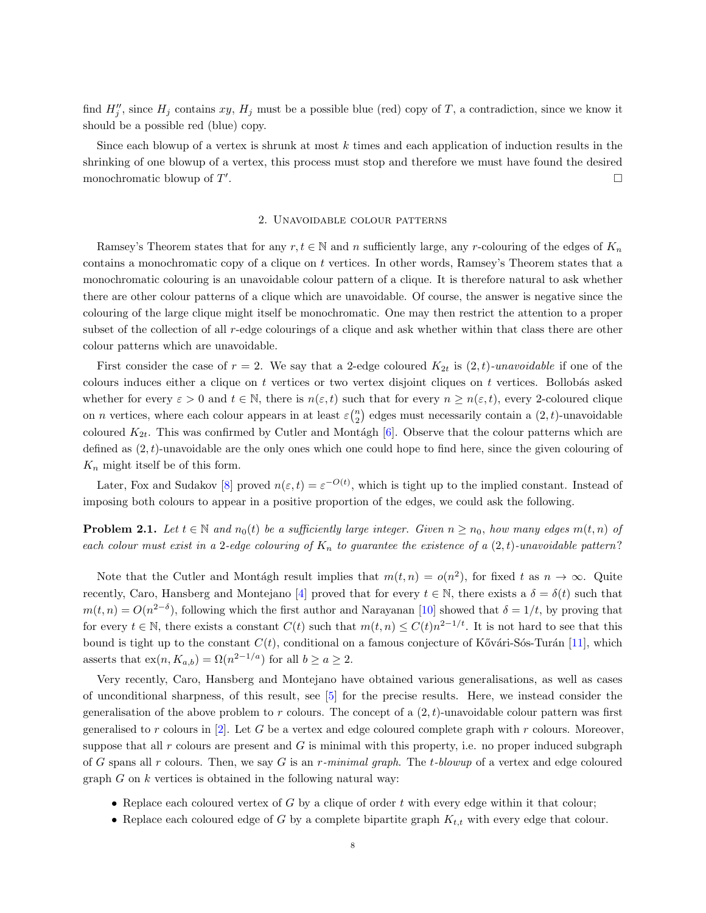find $H_j''$, since $H_j$ contains $xy$, $H_j$ must be a possible blue (red) copy of $T$, a contradiction, since we know it should be a possible red (blue) copy.

Since each blowup of a vertex is shrunk at most $k$ times and each application of induction results in the shrinking of one blowup of a vertex, this process must stop and therefore we must have found the desired monochromatic blowup of $T'$. $\square$

## 2. Unavoidable colour patterns

Ramsey's Theorem states that for any $r, t \in \mathbb{N}$ and $n$ sufficiently large, any $r$-colouring of the edges of $K_n$ contains a monochromatic copy of a clique on $t$ vertices. In other words, Ramsey's Theorem states that a monochromatic colouring is an unavoidable colour pattern of a clique. It is therefore natural to ask whether there are other colour patterns of a clique which are unavoidable. Of course, the answer is negative since the colouring of the large clique might itself be monochromatic. One may then restrict the attention to a proper subset of the collection of all $r$-edge colourings of a clique and ask whether within that class there are other colour patterns which are unavoidable.

First consider the case of $r = 2$. We say that a 2-edge coloured $K_{2t}$ is $(2,t)$-*unavoidable* if one of the colours induces either a clique on $t$ vertices or two vertex disjoint cliques on $t$ vertices. Bollobás asked whether for every $\varepsilon > 0$ and $t \in \mathbb{N}$, there is $n(\varepsilon, t)$ such that for every $n \geq n(\varepsilon, t)$, every 2-coloured clique on $n$ vertices, where each colour appears in at least $\varepsilon\binom{n}{2}$ edges must necessarily contain a $(2,t)$-unavoidable coloured $K_{2t}$. This was confirmed by Cutler and Montágh [6]. Observe that the colour patterns which are defined as $(2,t)$-unavoidable are the only ones which one could hope to find here, since the given colouring of $K_n$ might itself be of this form.

Later, Fox and Sudakov [8] proved $n(\varepsilon, t) = \varepsilon^{-O(t)}$, which is tight up to the implied constant. Instead of imposing both colours to appear in a positive proportion of the edges, we could ask the following.

**Problem 2.1.** *Let $t \in \mathbb{N}$ and $n_0(t)$ be a sufficiently large integer. Given $n \geq n_0$, how many edges $m(t,n)$ of each colour must exist in a 2-edge colouring of $K_n$ to guarantee the existence of a $(2,t)$-unavoidable pattern?*

Note that the Cutler and Montágh result implies that $m(t,n) = o(n^2)$, for fixed $t$ as $n \to \infty$. Quite recently, Caro, Hansberg and Montejano [4] proved that for every $t \in \mathbb{N}$, there exists a $\delta = \delta(t)$ such that $m(t,n) = O(n^{2-\delta})$, following which the first author and Narayanan [10] showed that $\delta = 1/t$, by proving that for every $t \in \mathbb{N}$, there exists a constant $C(t)$ such that $m(t,n) \leq C(t)n^{2-1/t}$. It is not hard to see that this bound is tight up to the constant $C(t)$, conditional on a famous conjecture of Kővári-Sós-Turán [11], which asserts that $\mathrm{ex}(n, K_{a,b}) = \Omega(n^{2-1/a})$ for all $b \geq a \geq 2$.

Very recently, Caro, Hansberg and Montejano have obtained various generalisations, as well as cases of unconditional sharpness, of this result, see [5] for the precise results. Here, we instead consider the generalisation of the above problem to $r$ colours. The concept of a $(2,t)$-unavoidable colour pattern was first generalised to $r$ colours in [2]. Let $G$ be a vertex and edge coloured complete graph with $r$ colours. Moreover, suppose that all $r$ colours are present and $G$ is minimal with this property, i.e. no proper induced subgraph of $G$ spans all $r$ colours. Then, we say $G$ is an $r$-*minimal graph*. The $t$-*blowup* of a vertex and edge coloured graph $G$ on $k$ vertices is obtained in the following natural way:

- Replace each coloured vertex of $G$ by a clique of order $t$ with every edge within it that colour;
- Replace each coloured edge of $G$ by a complete bipartite graph $K_{t,t}$ with every edge that colour.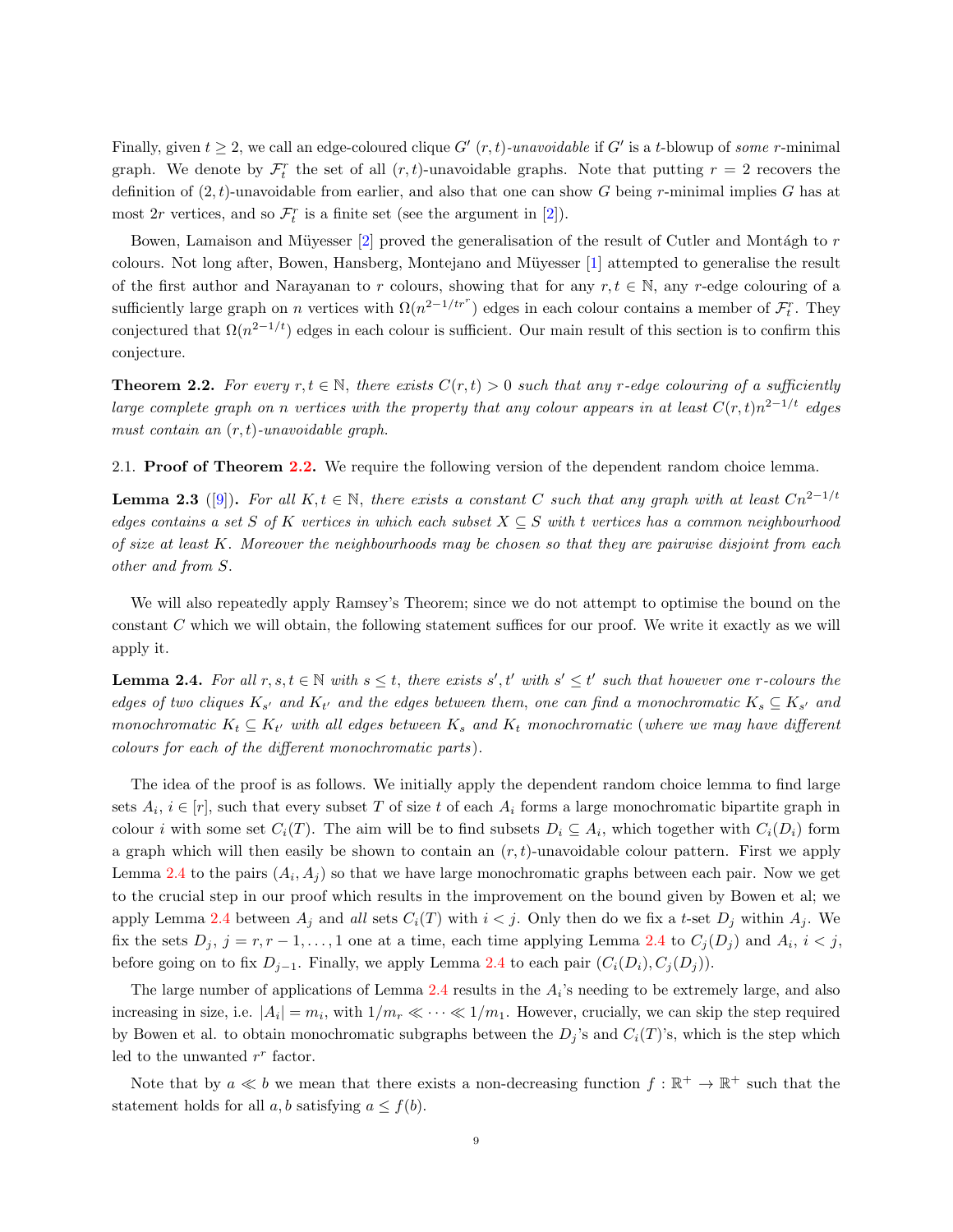Finally, given $t \geq 2$, we call an edge-coloured clique $G'$ *$(r,t)$-unavoidable* if $G'$ is a $t$-blowup of *some* $r$-minimal graph. We denote by $\mathcal{F}_t^r$ the set of all $(r,t)$-unavoidable graphs. Note that putting $r = 2$ recovers the definition of $(2,t)$-unavoidable from earlier, and also that one can show $G$ being $r$-minimal implies $G$ has at most $2r$ vertices, and so $\mathcal{F}_t^r$ is a finite set (see the argument in [2]).

Bowen, Lamaison and Müyesser [2] proved the generalisation of the result of Cutler and Montágh to $r$ colours. Not long after, Bowen, Hansberg, Montejano and Müyesser [1] attempted to generalise the result of the first author and Narayanan to $r$ colours, showing that for any $r, t \in \mathbb{N}$, any $r$-edge colouring of a sufficiently large graph on $n$ vertices with $\Omega(n^{2-1/tr^r})$ edges in each colour contains a member of $\mathcal{F}_t^r$. They conjectured that $\Omega(n^{2-1/t})$ edges in each colour is sufficient. Our main result of this section is to confirm this conjecture.

**Theorem 2.2.** *For every $r, t \in \mathbb{N}$, there exists $C(r,t) > 0$ such that any $r$-edge colouring of a sufficiently large complete graph on $n$ vertices with the property that any colour appears in at least $C(r,t)n^{2-1/t}$ edges must contain an $(r,t)$-unavoidable graph.*

2.1. **Proof of Theorem 2.2.** We require the following version of the dependent random choice lemma.

**Lemma 2.3** ([9])**.** *For all $K, t \in \mathbb{N}$, there exists a constant $C$ such that any graph with at least $Cn^{2-1/t}$ edges contains a set $S$ of $K$ vertices in which each subset $X \subseteq S$ with $t$ vertices has a common neighbourhood of size at least $K$. Moreover the neighbourhoods may be chosen so that they are pairwise disjoint from each other and from $S$.*

We will also repeatedly apply Ramsey's Theorem; since we do not attempt to optimise the bound on the constant $C$ which we will obtain, the following statement suffices for our proof. We write it exactly as we will apply it.

**Lemma 2.4.** *For all $r, s, t \in \mathbb{N}$ with $s \leq t$, there exists $s', t'$ with $s' \leq t'$ such that however one $r$-colours the edges of two cliques $K_{s'}$ and $K_{t'}$ and the edges between them, one can find a monochromatic $K_s \subseteq K_{s'}$ and monochromatic $K_t \subseteq K_{t'}$ with all edges between $K_s$ and $K_t$ monochromatic (where we may have different colours for each of the different monochromatic parts).*

The idea of the proof is as follows. We initially apply the dependent random choice lemma to find large sets $A_i$, $i \in [r]$, such that every subset $T$ of size $t$ of each $A_i$ forms a large monochromatic bipartite graph in colour $i$ with some set $C_i(T)$. The aim will be to find subsets $D_i \subseteq A_i$, which together with $C_i(D_i)$ form a graph which will then easily be shown to contain an $(r,t)$-unavoidable colour pattern. First we apply Lemma 2.4 to the pairs $(A_i, A_j)$ so that we have large monochromatic graphs between each pair. Now we get to the crucial step in our proof which results in the improvement on the bound given by Bowen et al; we apply Lemma 2.4 between $A_j$ and *all* sets $C_i(T)$ with $i < j$. Only then do we fix a $t$-set $D_j$ within $A_j$. We fix the sets $D_j$, $j = r, r-1, \ldots, 1$ one at a time, each time applying Lemma 2.4 to $C_j(D_j)$ and $A_i$, $i < j$, before going on to fix $D_{j-1}$. Finally, we apply Lemma 2.4 to each pair $(C_i(D_i), C_j(D_j))$.

The large number of applications of Lemma 2.4 results in the $A_i$'s needing to be extremely large, and also increasing in size, i.e. $|A_i| = m_i$, with $1/m_r \ll \cdots \ll 1/m_1$. However, crucially, we can skip the step required by Bowen et al. to obtain monochromatic subgraphs between the $D_j$'s and $C_i(T)$'s, which is the step which led to the unwanted $r^r$ factor.

Note that by $a \ll b$ we mean that there exists a non-decreasing function $f : \mathbb{R}^+ \to \mathbb{R}^+$ such that the statement holds for all $a, b$ satisfying $a \leq f(b)$.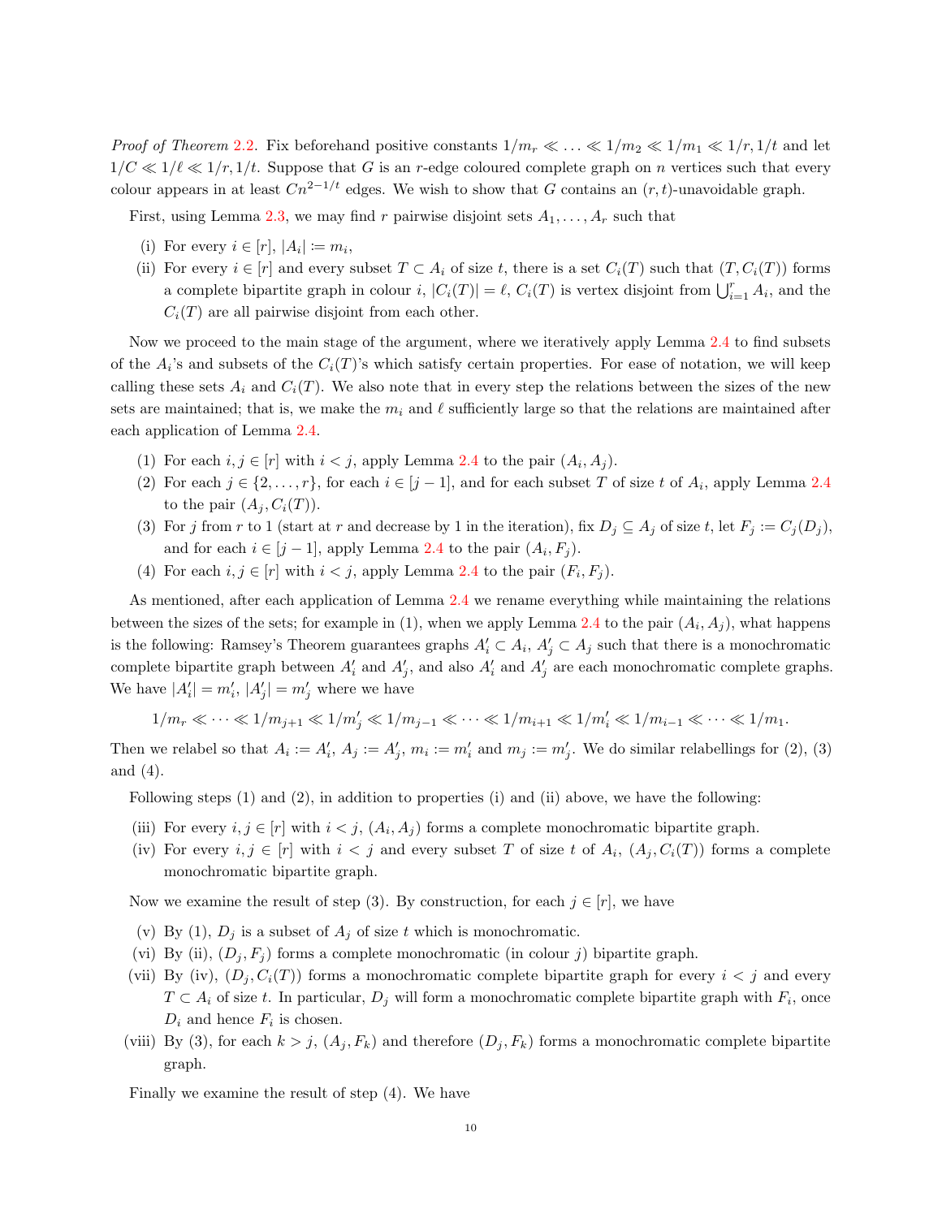*Proof of Theorem 2.2.* Fix beforehand positive constants $1/m_r \ll \ldots \ll 1/m_2 \ll 1/m_1 \ll 1/r, 1/t$ and let $1/C \ll 1/\ell \ll 1/r, 1/t$. Suppose that $G$ is an $r$-edge coloured complete graph on $n$ vertices such that every colour appears in at least $Cn^{2-1/t}$ edges. We wish to show that $G$ contains an $(r,t)$-unavoidable graph.

First, using Lemma 2.3, we may find $r$ pairwise disjoint sets $A_1, \ldots, A_r$ such that

(i) For every $i \in [r]$, $|A_i| := m_i$,

(ii) For every $i \in [r]$ and every subset $T \subset A_i$ of size $t$, there is a set $C_i(T)$ such that $(T, C_i(T))$ forms a complete bipartite graph in colour $i$, $|C_i(T)| = \ell$, $C_i(T)$ is vertex disjoint from $\bigcup_{i=1}^r A_i$, and the $C_i(T)$ are all pairwise disjoint from each other.

Now we proceed to the main stage of the argument, where we iteratively apply Lemma 2.4 to find subsets of the $A_i$'s and subsets of the $C_i(T)$'s which satisfy certain properties. For ease of notation, we will keep calling these sets $A_i$ and $C_i(T)$. We also note that in every step the relations between the sizes of the new sets are maintained; that is, we make the $m_i$ and $\ell$ sufficiently large so that the relations are maintained after each application of Lemma 2.4.

(1) For each $i, j \in [r]$ with $i < j$, apply Lemma 2.4 to the pair $(A_i, A_j)$.

(2) For each $j \in \{2, \ldots, r\}$, for each $i \in [j-1]$, and for each subset $T$ of size $t$ of $A_i$, apply Lemma 2.4 to the pair $(A_j, C_i(T))$.

(3) For $j$ from $r$ to 1 (start at $r$ and decrease by 1 in the iteration), fix $D_j \subseteq A_j$ of size $t$, let $F_j := C_j(D_j)$, and for each $i \in [j-1]$, apply Lemma 2.4 to the pair $(A_i, F_j)$.

(4) For each $i, j \in [r]$ with $i < j$, apply Lemma 2.4 to the pair $(F_i, F_j)$.

As mentioned, after each application of Lemma 2.4 we rename everything while maintaining the relations between the sizes of the sets; for example in (1), when we apply Lemma 2.4 to the pair $(A_i, A_j)$, what happens is the following: Ramsey's Theorem guarantees graphs $A'_i \subset A_i$, $A'_j \subset A_j$ such that there is a monochromatic complete bipartite graph between $A'_i$ and $A'_j$, and also $A'_i$ and $A'_j$ are each monochromatic complete graphs. We have $|A'_i| = m'_i$, $|A'_j| = m'_j$ where we have

$$1/m_r \ll \cdots \ll 1/m_{j+1} \ll 1/m'_j \ll 1/m_{j-1} \ll \cdots \ll 1/m_{i+1} \ll 1/m'_i \ll 1/m_{i-1} \ll \cdots \ll 1/m_1.$$

Then we relabel so that $A_i := A'_i$, $A_j := A'_j$, $m_i := m'_i$ and $m_j := m'_j$. We do similar relabellings for (2), (3) and (4).

Following steps (1) and (2), in addition to properties (i) and (ii) above, we have the following:

(iii) For every $i, j \in [r]$ with $i < j$, $(A_i, A_j)$ forms a complete monochromatic bipartite graph.

(iv) For every $i, j \in [r]$ with $i < j$ and every subset $T$ of size $t$ of $A_i$, $(A_j, C_i(T))$ forms a complete monochromatic bipartite graph.

Now we examine the result of step (3). By construction, for each $j \in [r]$, we have

(v) By (1), $D_j$ is a subset of $A_j$ of size $t$ which is monochromatic.

(vi) By (ii), $(D_j, F_j)$ forms a complete monochromatic (in colour $j$) bipartite graph.

(vii) By (iv), $(D_j, C_i(T))$ forms a monochromatic complete bipartite graph for every $i < j$ and every $T \subset A_i$ of size $t$. In particular, $D_j$ will form a monochromatic complete bipartite graph with $F_i$, once $D_i$ and hence $F_i$ is chosen.

(viii) By (3), for each $k > j$, $(A_j, F_k)$ and therefore $(D_j, F_k)$ forms a monochromatic complete bipartite graph.

Finally we examine the result of step (4). We have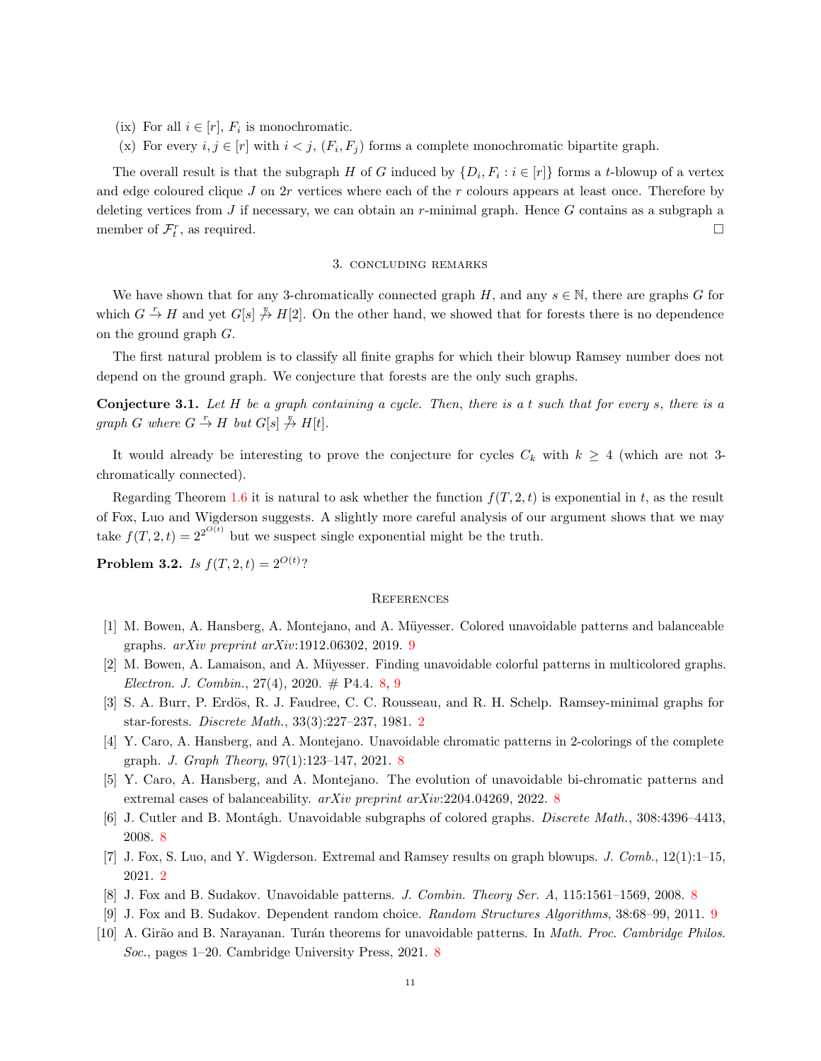(ix) For all $i \in [r]$, $F_i$ is monochromatic.

(x) For every $i, j \in [r]$ with $i < j$, $(F_i, F_j)$ forms a complete monochromatic bipartite graph.

The overall result is that the subgraph $H$ of $G$ induced by $\{D_i, F_i : i \in [r]\}$ forms a $t$-blowup of a vertex and edge coloured clique $J$ on $2r$ vertices where each of the $r$ colours appears at least once. Therefore by deleting vertices from $J$ if necessary, we can obtain an $r$-minimal graph. Hence $G$ contains as a subgraph a member of $\mathcal{F}_t^r$, as required. □

## 3. Concluding remarks

We have shown that for any 3-chromatically connected graph $H$, and any $s \in \mathbb{N}$, there are graphs $G$ for which $G \xrightarrow{r} H$ and yet $G[s] \not\xrightarrow{\eta} H[2]$. On the other hand, we showed that for forests there is no dependence on the ground graph $G$.

The first natural problem is to classify all finite graphs for which their blowup Ramsey number does not depend on the ground graph. We conjecture that forests are the only such graphs.

**Conjecture 3.1.** *Let $H$ be a graph containing a cycle. Then, there is a $t$ such that for every $s$, there is a graph $G$ where $G \xrightarrow{r} H$ but $G[s] \not\xrightarrow{\eta} H[t]$.*

It would already be interesting to prove the conjecture for cycles $C_k$ with $k \geq 4$ (which are not 3-chromatically connected).

Regarding Theorem 1.6 it is natural to ask whether the function $f(T, 2, t)$ is exponential in $t$, as the result of Fox, Luo and Wigderson suggests. A slightly more careful analysis of our argument shows that we may take $f(T, 2, t) = 2^{2^{O(t)}}$ but we suspect single exponential might be the truth.

**Problem 3.2.** *Is $f(T, 2, t) = 2^{O(t)}$?*

## References

[1] M. Bowen, A. Hansberg, A. Montejano, and A. Müyesser. Colored unavoidable patterns and balanceable graphs. *arXiv preprint arXiv*:1912.06302, 2019. 9

[2] M. Bowen, A. Lamaison, and A. Müyesser. Finding unavoidable colorful patterns in multicolored graphs. *Electron. J. Combin.*, 27(4), 2020. # P4.4. 8, 9

[3] S. A. Burr, P. Erdös, R. J. Faudree, C. C. Rousseau, and R. H. Schelp. Ramsey-minimal graphs for star-forests. *Discrete Math.*, 33(3):227–237, 1981. 2

[4] Y. Caro, A. Hansberg, and A. Montejano. Unavoidable chromatic patterns in 2-colorings of the complete graph. *J. Graph Theory*, 97(1):123–147, 2021. 8

[5] Y. Caro, A. Hansberg, and A. Montejano. The evolution of unavoidable bi-chromatic patterns and extremal cases of balanceability. *arXiv preprint arXiv*:2204.04269, 2022. 8

[6] J. Cutler and B. Montágh. Unavoidable subgraphs of colored graphs. *Discrete Math.*, 308:4396–4413, 2008. 8

[7] J. Fox, S. Luo, and Y. Wigderson. Extremal and Ramsey results on graph blowups. *J. Comb.*, 12(1):1–15, 2021. 2

[8] J. Fox and B. Sudakov. Unavoidable patterns. *J. Combin. Theory Ser. A*, 115:1561–1569, 2008. 8

[9] J. Fox and B. Sudakov. Dependent random choice. *Random Structures Algorithms*, 38:68–99, 2011. 9

[10] A. Girão and B. Narayanan. Turán theorems for unavoidable patterns. In *Math. Proc. Cambridge Philos. Soc.*, pages 1–20. Cambridge University Press, 2021. 8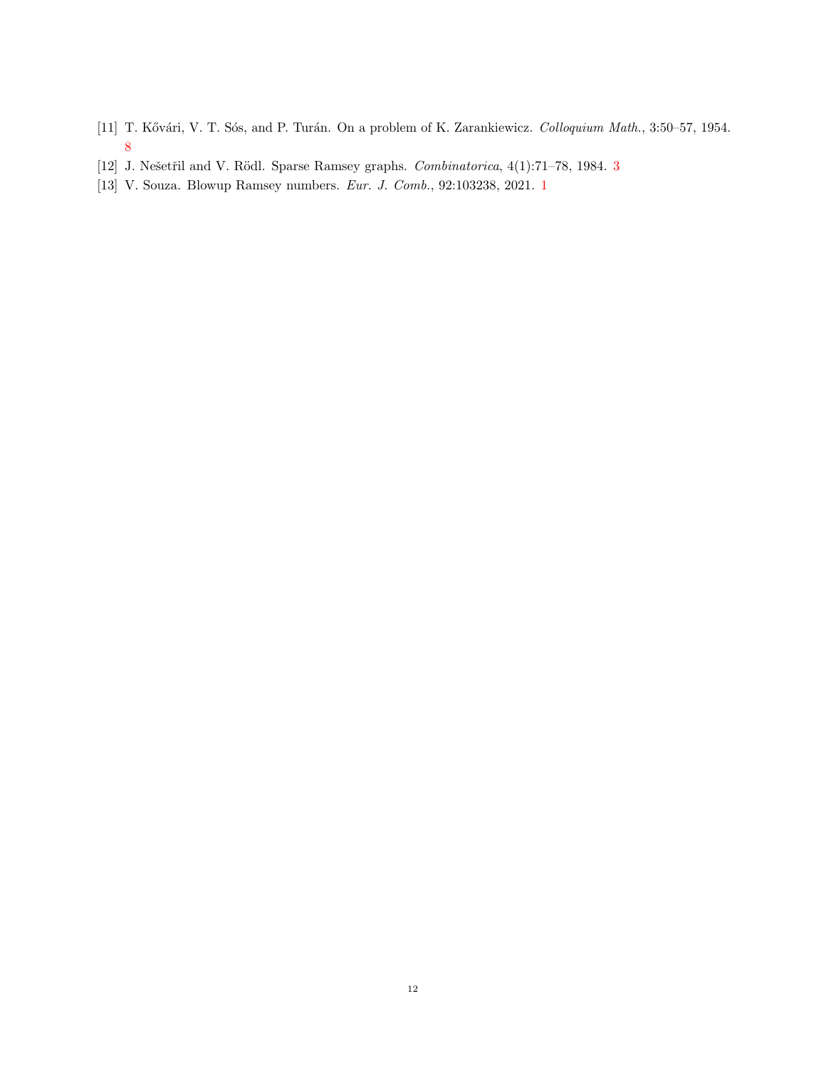[11] T. Kővári, V. T. Sós, and P. Turán. On a problem of K. Zarankiewicz. *Colloquium Math.*, 3:50–57, 1954. 8

[12] J. Nešetřil and V. Rödl. Sparse Ramsey graphs. *Combinatorica*, 4(1):71–78, 1984. 3

[13] V. Souza. Blowup Ramsey numbers. *Eur. J. Comb.*, 92:103238, 2021. 1